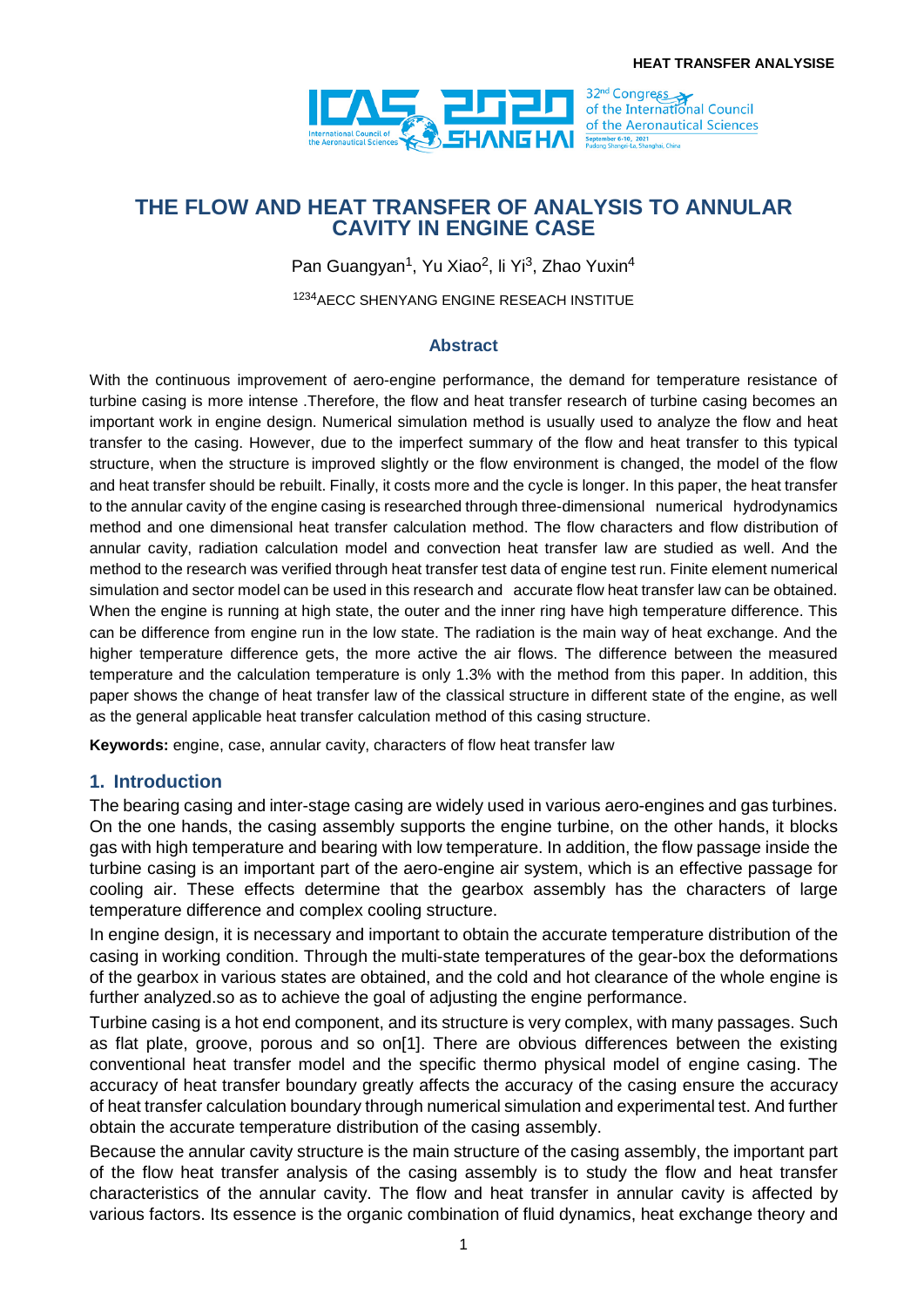# THE FLOW AND HEAT TRANSFER OF ANALYSIS TO ANNULAR CAVITY IN ENGINE CASE

Pan Guangyan[1], Yu Xiao[2], li Yi[3], Zhao Yuxin[4]

[1234]AECC SHENYANG ENGINE RESEACH INSTITUE

## Abstract

With the continuous improvement of aero-engine performance, the demand for temperature resistance of turbine casing is more intense .Therefore, the flow and heat transfer research of turbine casing becomes an important work in engine design. Numerical simulation method is usually used to analyze the flow and heat transfer to the casing. However, due to the imperfect summary of the flow and heat transfer to this typical structure, when the structure is improved slightly or the flow environment is changed, the model of the flow and heat transfer should be rebuilt. Finally, it costs more and the cycle is longer. In this paper, the heat transfer to the annular cavity of the engine casing is researched through three-dimensional numerical hydrodynamics method and one dimensional heat transfer calculation method. The flow characters and flow distribution of annular cavity, radiation calculation model and convection heat transfer law are studied as well. And the method to the research was verified through heat transfer test data of engine test run. Finite element numerical simulation and sector model can be used in this research and accurate flow heat transfer law can be obtained. When the engine is running at high state, the outer and the inner ring have high temperature difference. This can be difference from engine run in the low state. The radiation is the main way of heat exchange. And the higher temperature difference gets, the more active the air flows. The difference between the measured temperature and the calculation temperature is only 1.3% with the method from this paper. In addition, this paper shows the change of heat transfer law of the classical structure in different state of the engine, as well as the general applicable heat transfer calculation method of this casing structure.

**Keywords:** engine, case, annular cavity, characters of flow heat transfer law

## 1. Introduction

The bearing casing and inter-stage casing are widely used in various aero-engines and gas turbines. On the one hands, the casing assembly supports the engine turbine, on the other hands, it blocks gas with high temperature and bearing with low temperature. In addition, the flow passage inside the turbine casing is an important part of the aero-engine air system, which is an effective passage for cooling air. These effects determine that the gearbox assembly has the characters of large temperature difference and complex cooling structure.

In engine design, it is necessary and important to obtain the accurate temperature distribution of the casing in working condition. Through the multi-state temperatures of the gear-box the deformations of the gearbox in various states are obtained, and the cold and hot clearance of the whole engine is further analyzed.so as to achieve the goal of adjusting the engine performance.

Turbine casing is a hot end component, and its structure is very complex, with many passages. Such as flat plate, groove, porous and so on[1]. There are obvious differences between the existing conventional heat transfer model and the specific thermo physical model of engine casing. The accuracy of heat transfer boundary greatly affects the accuracy of the casing ensure the accuracy of heat transfer calculation boundary through numerical simulation and experimental test. And further obtain the accurate temperature distribution of the casing assembly.

Because the annular cavity structure is the main structure of the casing assembly, the important part of the flow heat transfer analysis of the casing assembly is to study the flow and heat transfer characteristics of the annular cavity. The flow and heat transfer in annular cavity is affected by various factors. Its essence is the organic combination of fluid dynamics, heat exchange theory and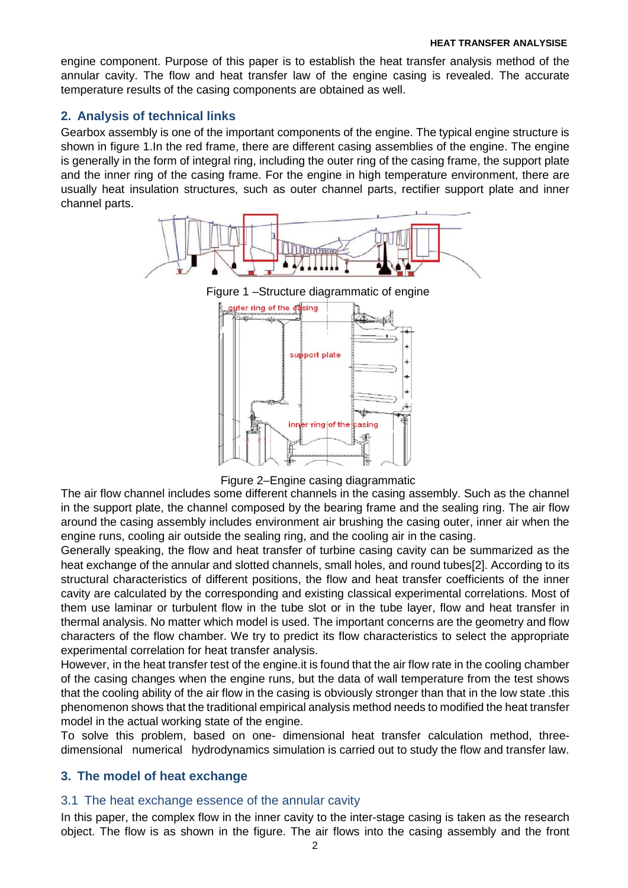engine component. Purpose of this paper is to establish the heat transfer analysis method of the annular cavity. The flow and heat transfer law of the engine casing is revealed. The accurate temperature results of the casing components are obtained as well.

## 2. Analysis of technical links

Gearbox assembly is one of the important components of the engine. The typical engine structure is shown in figure 1.In the red frame, there are different casing assemblies of the engine. The engine is generally in the form of integral ring, including the outer ring of the casing frame, the support plate and the inner ring of the casing frame. For the engine in high temperature environment, there are usually heat insulation structures, such as outer channel parts, rectifier support plate and inner channel parts.

Figure 1 –Structure diagrammatic of engine

Figure 2–Engine casing diagrammatic

The air flow channel includes some different channels in the casing assembly. Such as the channel in the support plate, the channel composed by the bearing frame and the sealing ring. The air flow around the casing assembly includes environment air brushing the casing outer, inner air when the engine runs, cooling air outside the sealing ring, and the cooling air in the casing.

Generally speaking, the flow and heat transfer of turbine casing cavity can be summarized as the heat exchange of the annular and slotted channels, small holes, and round tubes[2]. According to its structural characteristics of different positions, the flow and heat transfer coefficients of the inner cavity are calculated by the corresponding and existing classical experimental correlations. Most of them use laminar or turbulent flow in the tube slot or in the tube layer, flow and heat transfer in thermal analysis. No matter which model is used. The important concerns are the geometry and flow characters of the flow chamber. We try to predict its flow characteristics to select the appropriate experimental correlation for heat transfer analysis.

However, in the heat transfer test of the engine.it is found that the air flow rate in the cooling chamber of the casing changes when the engine runs, but the data of wall temperature from the test shows that the cooling ability of the air flow in the casing is obviously stronger than that in the low state .this phenomenon shows that the traditional empirical analysis method needs to modified the heat transfer model in the actual working state of the engine.

To solve this problem, based on one- dimensional heat transfer calculation method, three-dimensional numerical hydrodynamics simulation is carried out to study the flow and transfer law.

## 3. The model of heat exchange

### 3.1 The heat exchange essence of the annular cavity

In this paper, the complex flow in the inner cavity to the inter-stage casing is taken as the research object. The flow is as shown in the figure. The air flows into the casing assembly and the front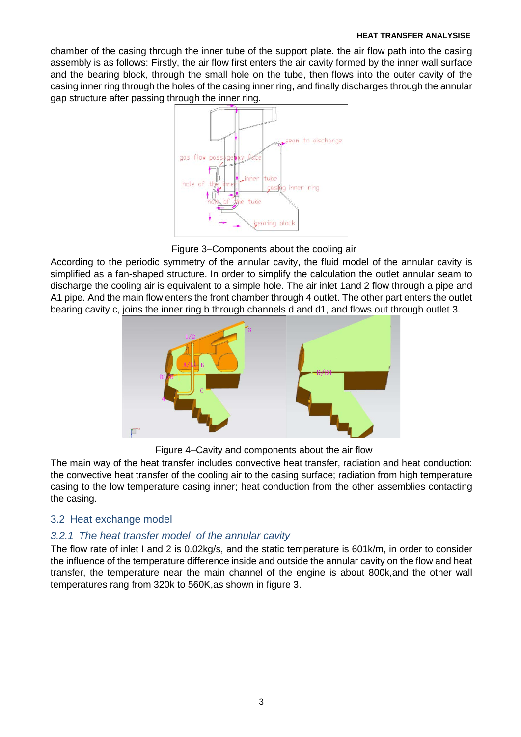chamber of the casing through the inner tube of the support plate. the air flow path into the casing assembly is as follows: Firstly, the air flow first enters the air cavity formed by the inner wall surface and the bearing block, through the small hole on the tube, then flows into the outer cavity of the casing inner ring through the holes of the casing inner ring, and finally discharges through the annular gap structure after passing through the inner ring.

Figure 3–Components about the cooling air

According to the periodic symmetry of the annular cavity, the fluid model of the annular cavity is simplified as a fan-shaped structure. In order to simplify the calculation the outlet annular seam to discharge the cooling air is equivalent to a simple hole. The air inlet 1and 2 flow through a pipe and A1 pipe. And the main flow enters the front chamber through 4 outlet. The other part enters the outlet bearing cavity c, joins the inner ring b through channels d and d1, and flows out through outlet 3.

Figure 4–Cavity and components about the air flow

The main way of the heat transfer includes convective heat transfer, radiation and heat conduction: the convective heat transfer of the cooling air to the casing surface; radiation from high temperature casing to the low temperature casing inner; heat conduction from the other assemblies contacting the casing.

## 3.2 Heat exchange model

### *3.2.1 The heat transfer model of the annular cavity*

The flow rate of inlet I and 2 is 0.02kg/s, and the static temperature is 601k/m, in order to consider the influence of the temperature difference inside and outside the annular cavity on the flow and heat transfer, the temperature near the main channel of the engine is about 800k,and the other wall temperatures rang from 320k to 560K,as shown in figure 3.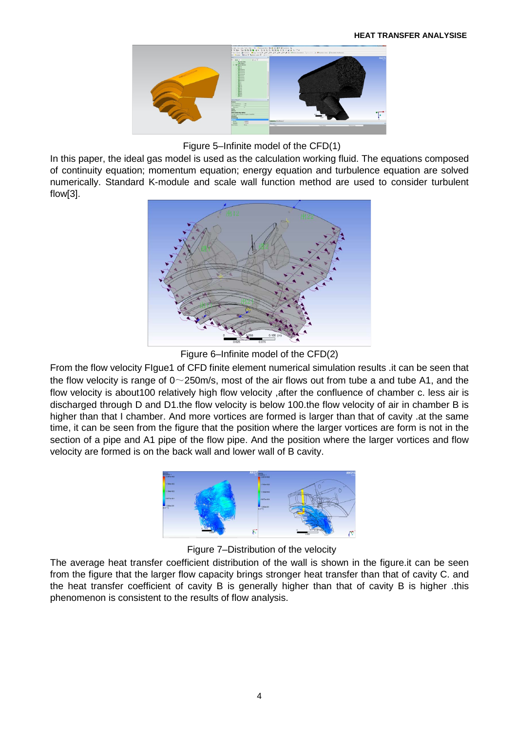Figure 5–Infinite model of the CFD(1)

In this paper, the ideal gas model is used as the calculation working fluid. The equations composed of continuity equation; momentum equation; energy equation and turbulence equation are solved numerically. Standard K-module and scale wall function method are used to consider turbulent flow[3].

Figure 6–Infinite model of the CFD(2)

From the flow velocity FIgue1 of CFD finite element numerical simulation results .it can be seen that the flow velocity is range of 0～250m/s, most of the air flows out from tube a and tube A1, and the flow velocity is about100 relatively high flow velocity ,after the confluence of chamber c. less air is discharged through D and D1.the flow velocity is below 100.the flow velocity of air in chamber B is higher than that I chamber. And more vortices are formed is larger than that of cavity .at the same time, it can be seen from the figure that the position where the larger vortices are form is not in the section of a pipe and A1 pipe of the flow pipe. And the position where the larger vortices and flow velocity are formed is on the back wall and lower wall of B cavity.

Figure 7–Distribution of the velocity

The average heat transfer coefficient distribution of the wall is shown in the figure.it can be seen from the figure that the larger flow capacity brings stronger heat transfer than that of cavity C. and the heat transfer coefficient of cavity B is generally higher than that of cavity B is higher .this phenomenon is consistent to the results of flow analysis.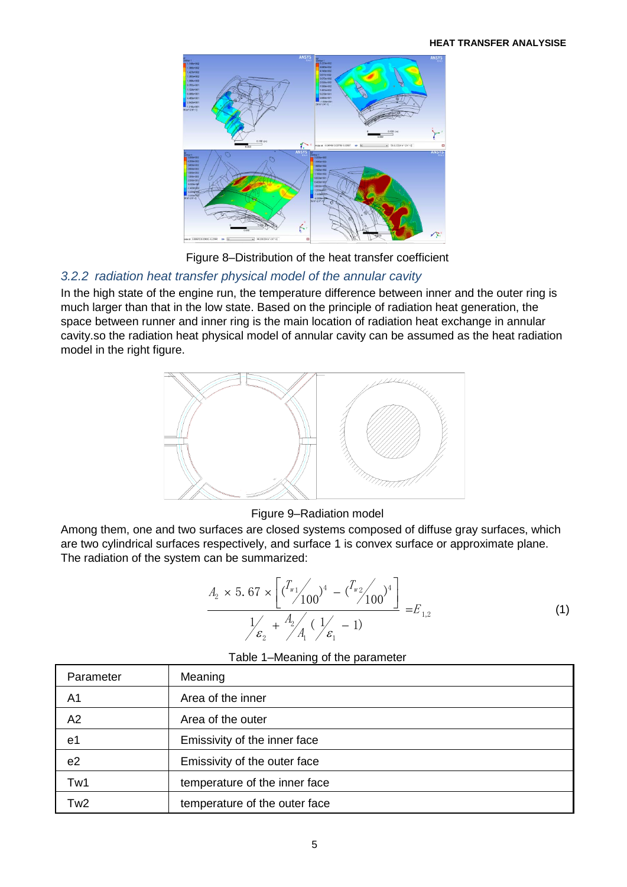Figure 8–Distribution of the heat transfer coefficient

### 3.2.2 radiation heat transfer physical model of the annular cavity

In the high state of the engine run, the temperature difference between inner and the outer ring is much larger than that in the low state. Based on the principle of radiation heat generation, the space between runner and inner ring is the main location of radiation heat exchange in annular cavity.so the radiation heat physical model of annular cavity can be assumed as the heat radiation model in the right figure.

Figure 9–Radiation model

Among them, one and two surfaces are closed systems composed of diffuse gray surfaces, which are two cylindrical surfaces respectively, and surface 1 is convex surface or approximate plane. The radiation of the system can be summarized:

$$\frac{A_2 \times 5.67 \times \left[ \left( {T_{w1}}/{100} \right)^4 - \left( {T_{w2}}/{100} \right)^4 \right]}{{1}/{\varepsilon_2} + {A_2}/{A_1} \left( {1}/{\varepsilon_1} - 1 \right)} = E_{1,2} \tag{1}$$

Table 1–Meaning of the parameter

| Parameter | Meaning |
|---|---|
| A1 | Area of the inner |
| A2 | Area of the outer |
| e1 | Emissivity of the inner face |
| e2 | Emissivity of the outer face |
| Tw1 | temperature of the inner face |
| Tw2 | temperature of the outer face |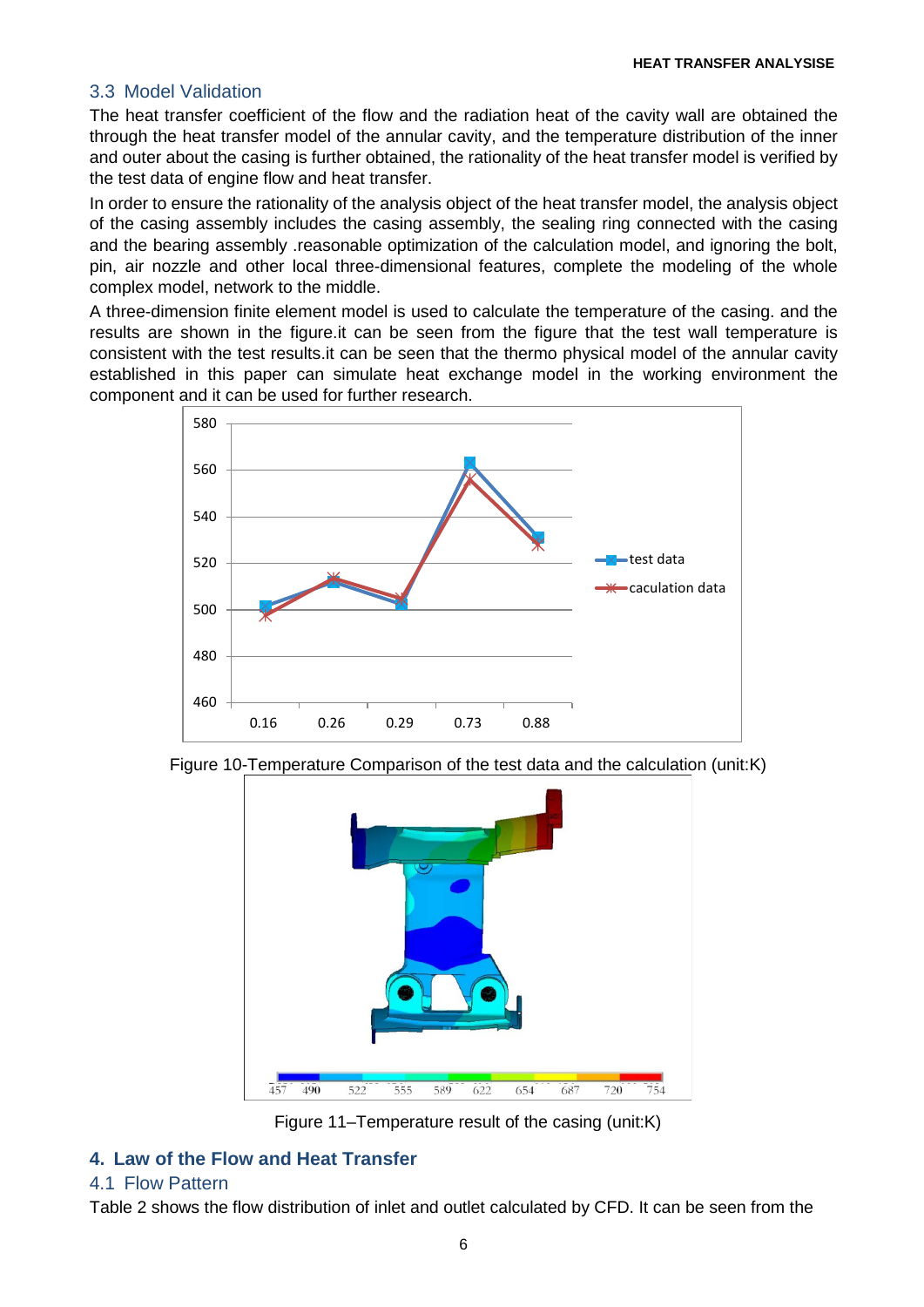## 3.3 Model Validation

The heat transfer coefficient of the flow and the radiation heat of the cavity wall are obtained the through the heat transfer model of the annular cavity, and the temperature distribution of the inner and outer about the casing is further obtained, the rationality of the heat transfer model is verified by the test data of engine flow and heat transfer.

In order to ensure the rationality of the analysis object of the heat transfer model, the analysis object of the casing assembly includes the casing assembly, the sealing ring connected with the casing and the bearing assembly .reasonable optimization of the calculation model, and ignoring the bolt, pin, air nozzle and other local three-dimensional features, complete the modeling of the whole complex model, network to the middle.

A three-dimension finite element model is used to calculate the temperature of the casing. and the results are shown in the figure.it can be seen from the figure that the test wall temperature is consistent with the test results.it can be seen that the thermo physical model of the annular cavity established in this paper can simulate heat exchange model in the working environment the component and it can be used for further research.

Figure 10-Temperature Comparison of the test data and the calculation (unit:K)

Figure 11–Temperature result of the casing (unit:K)

## 4. Law of the Flow and Heat Transfer

### 4.1 Flow Pattern

Table 2 shows the flow distribution of inlet and outlet calculated by CFD. It can be seen from the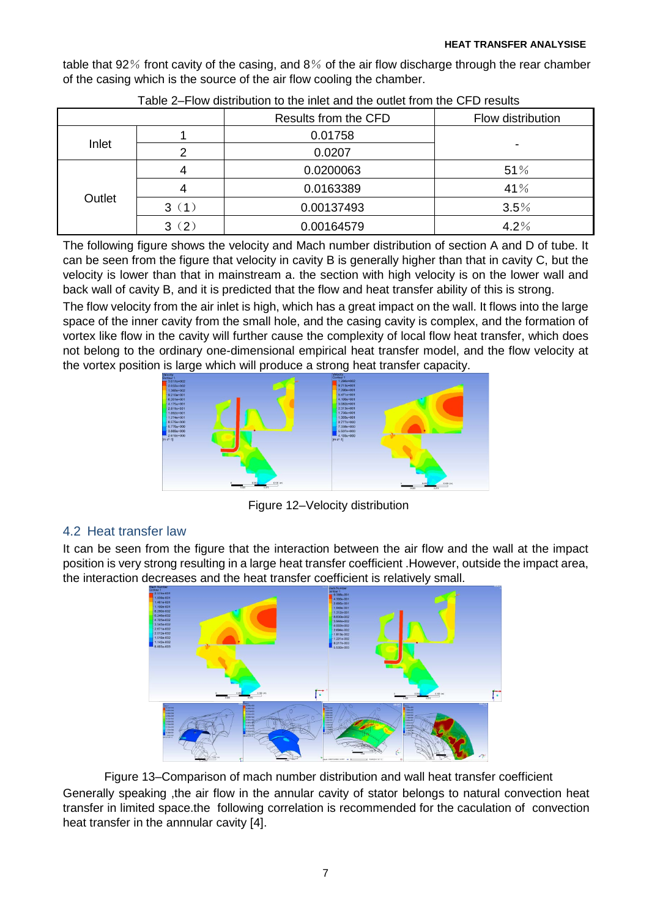table that 92% front cavity of the casing, and 8% of the air flow discharge through the rear chamber of the casing which is the source of the air flow cooling the chamber.

Table 2–Flow distribution to the inlet and the outlet from the CFD results

| | | Results from the CFD | Flow distribution |
|---|---|---|---|
| Inlet | 1 | 0.01758 | - |
| | 2 | 0.0207 | |
| Outlet | 4 | 0.0200063 | 51% |
| | 4 | 0.0163389 | 41% |
| | 3（1） | 0.00137493 | 3.5% |
| | 3（2） | 0.00164579 | 4.2% |

The following figure shows the velocity and Mach number distribution of section A and D of tube. It can be seen from the figure that velocity in cavity B is generally higher than that in cavity C, but the velocity is lower than that in mainstream a. the section with high velocity is on the lower wall and back wall of cavity B, and it is predicted that the flow and heat transfer ability of this is strong.

The flow velocity from the air inlet is high, which has a great impact on the wall. It flows into the large space of the inner cavity from the small hole, and the casing cavity is complex, and the formation of vortex like flow in the cavity will further cause the complexity of local flow heat transfer, which does not belong to the ordinary one-dimensional empirical heat transfer model, and the flow velocity at the vortex position is large which will produce a strong heat transfer capacity.

Figure 12–Velocity distribution

## 4.2 Heat transfer law

It can be seen from the figure that the interaction between the air flow and the wall at the impact position is very strong resulting in a large heat transfer coefficient .However, outside the impact area, the interaction decreases and the heat transfer coefficient is relatively small.

Figure 13–Comparison of mach number distribution and wall heat transfer coefficient

Generally speaking ,the air flow in the annular cavity of stator belongs to natural convection heat transfer in limited space.the following correlation is recommended for the caculation of convection heat transfer in the annnular cavity [4].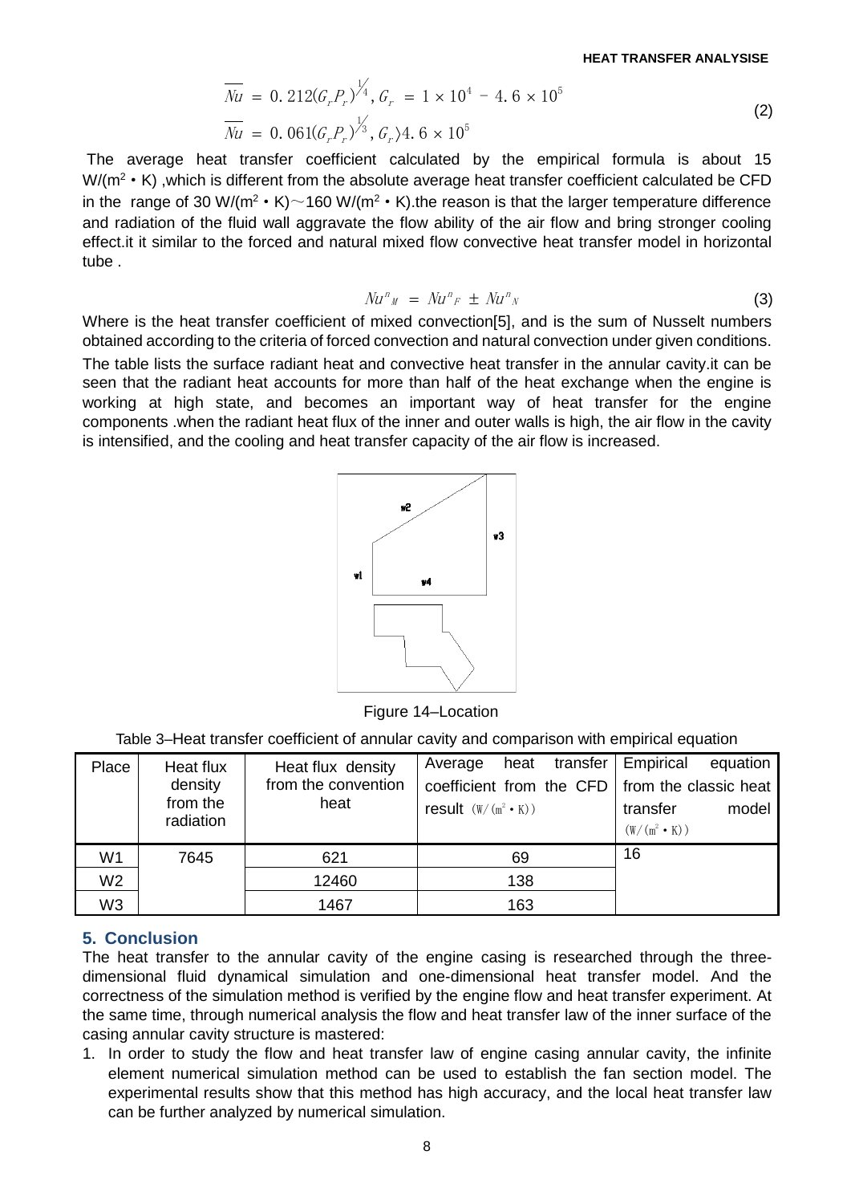$$\overline{Nu} = 0.212(G_r P_r)^{1/4}, G_r = 1\times10^4 - 4.6\times10^5$$
$$\overline{Nu} = 0.061(G_r P_r)^{1/3}, G_r \rangle 4.6\times10^5 \tag{2}$$

The average heat transfer coefficient calculated by the empirical formula is about 15 W/(m$^2$•K) ,which is different from the absolute average heat transfer coefficient calculated be CFD in the range of 30 W/(m$^2$•K)～160 W/(m$^2$•K).the reason is that the larger temperature difference and radiation of the fluid wall aggravate the flow ability of the air flow and bring stronger cooling effect.it it similar to the forced and natural mixed flow convective heat transfer model in horizontal tube .

$$Nu^n_M = Nu^n_F \pm Nu^n_N \tag{3}$$

Where is the heat transfer coefficient of mixed convection[5], and is the sum of Nusselt numbers obtained according to the criteria of forced convection and natural convection under given conditions.

The table lists the surface radiant heat and convective heat transfer in the annular cavity.it can be seen that the radiant heat accounts for more than half of the heat exchange when the engine is working at high state, and becomes an important way of heat transfer for the engine components .when the radiant heat flux of the inner and outer walls is high, the air flow in the cavity is intensified, and the cooling and heat transfer capacity of the air flow is increased.

Figure 14–Location

Table 3–Heat transfer coefficient of annular cavity and comparison with empirical equation

| Place | Heat flux density from the radiation | Heat flux density from the convention heat | Average heat transfer coefficient from the CFD result (W/(m$^2$•K)) | Empirical equation from the classic heat transfer model (W/(m$^2$•K)) |
|---|---|---|---|---|
| W1 | 7645 | 621 | 69 | 16 |
| W2 | | 12460 | 138 | |
| W3 | | 1467 | 163 | |

## 5. Conclusion

The heat transfer to the annular cavity of the engine casing is researched through the three-dimensional fluid dynamical simulation and one-dimensional heat transfer model. And the correctness of the simulation method is verified by the engine flow and heat transfer experiment. At the same time, through numerical analysis the flow and heat transfer law of the inner surface of the casing annular cavity structure is mastered:

1. In order to study the flow and heat transfer law of engine casing annular cavity, the infinite element numerical simulation method can be used to establish the fan section model. The experimental results show that this method has high accuracy, and the local heat transfer law can be further analyzed by numerical simulation.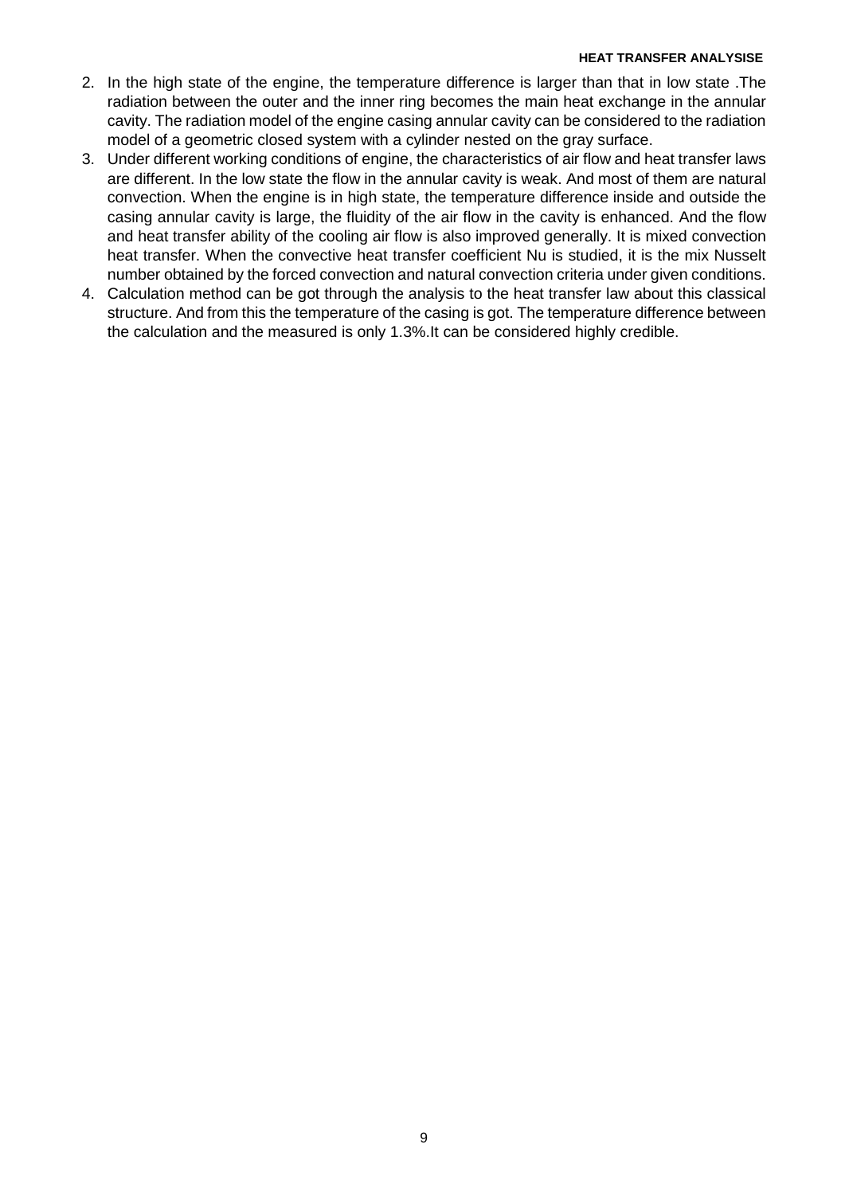2. In the high state of the engine, the temperature difference is larger than that in low state .The radiation between the outer and the inner ring becomes the main heat exchange in the annular cavity. The radiation model of the engine casing annular cavity can be considered to the radiation model of a geometric closed system with a cylinder nested on the gray surface.
3. Under different working conditions of engine, the characteristics of air flow and heat transfer laws are different. In the low state the flow in the annular cavity is weak. And most of them are natural convection. When the engine is in high state, the temperature difference inside and outside the casing annular cavity is large, the fluidity of the air flow in the cavity is enhanced. And the flow and heat transfer ability of the cooling air flow is also improved generally. It is mixed convection heat transfer. When the convective heat transfer coefficient Nu is studied, it is the mix Nusselt number obtained by the forced convection and natural convection criteria under given conditions.
4. Calculation method can be got through the analysis to the heat transfer law about this classical structure. And from this the temperature of the casing is got. The temperature difference between the calculation and the measured is only 1.3%.It can be considered highly credible.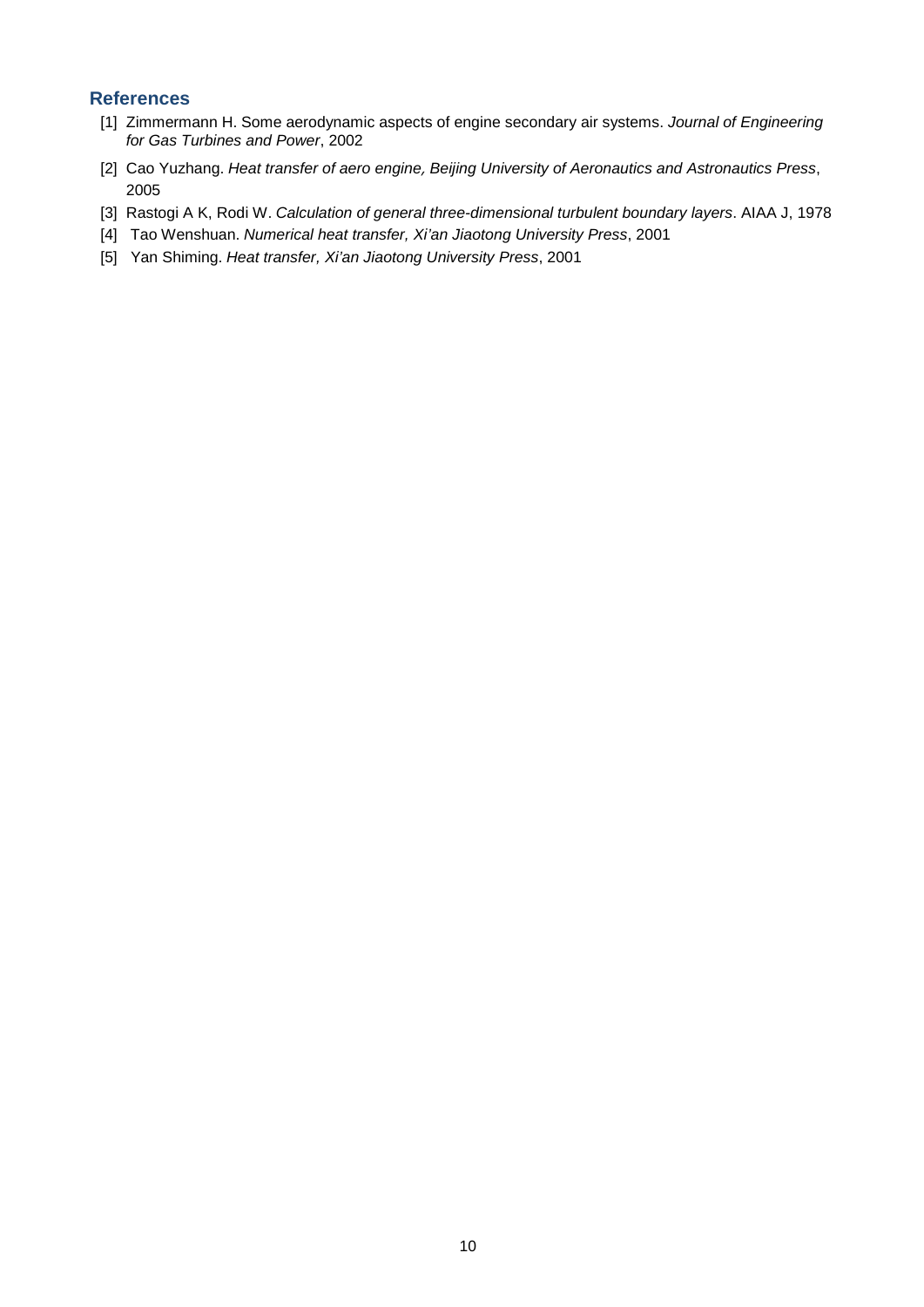## References

[1] Zimmermann H. Some aerodynamic aspects of engine secondary air systems. *Journal of Engineering for Gas Turbines and Power*, 2002

[2] Cao Yuzhang. *Heat transfer of aero engine, Beijing University of Aeronautics and Astronautics Press*, 2005

[3] Rastogi A K, Rodi W. *Calculation of general three-dimensional turbulent boundary layers*. AIAA J, 1978

[4] Tao Wenshuan. *Numerical heat transfer, Xi'an Jiaotong University Press*, 2001

[5] Yan Shiming. *Heat transfer, Xi'an Jiaotong University Press*, 2001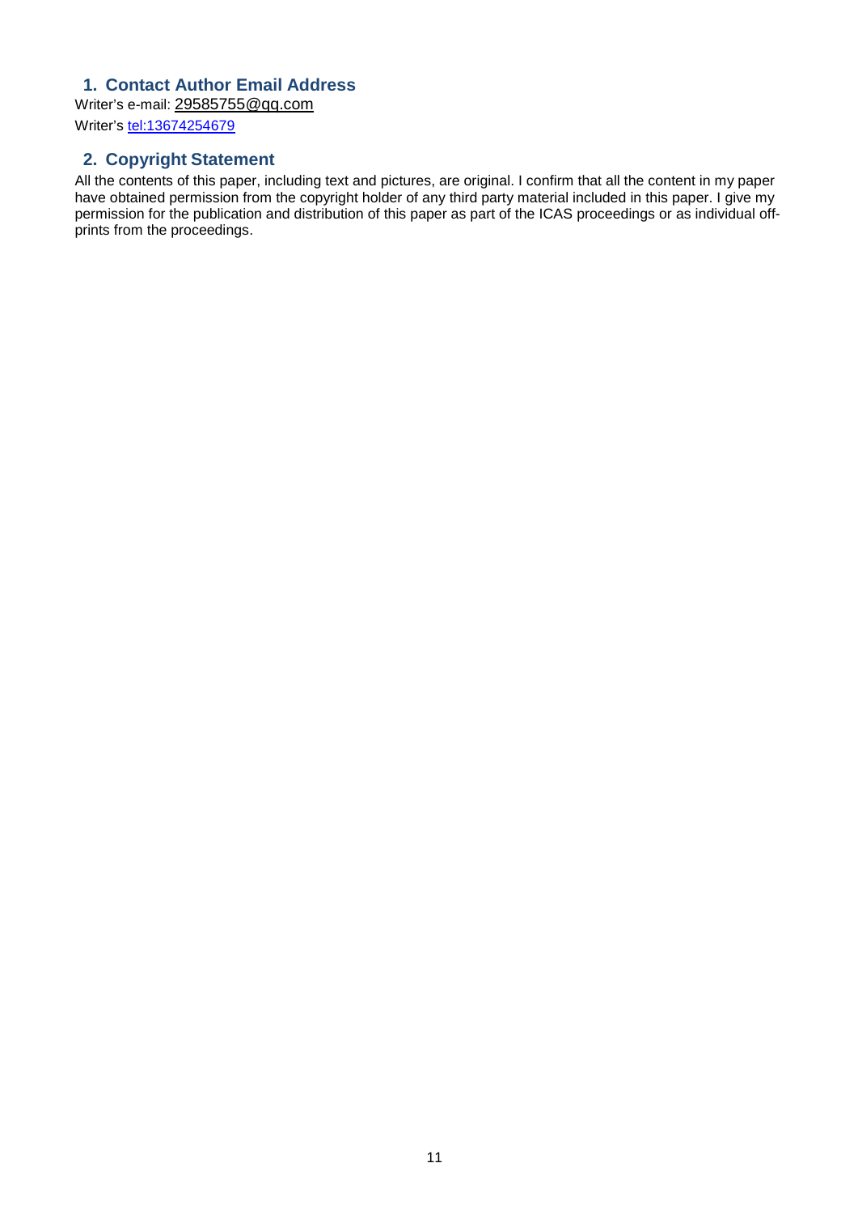## 1. Contact Author Email Address

Writer's e-mail: 29585755@qq.com

Writer's tel:13674254679

## 2. Copyright Statement

All the contents of this paper, including text and pictures, are original. I confirm that all the content in my paper have obtained permission from the copyright holder of any third party material included in this paper. I give my permission for the publication and distribution of this paper as part of the ICAS proceedings or as individual off-prints from the proceedings.